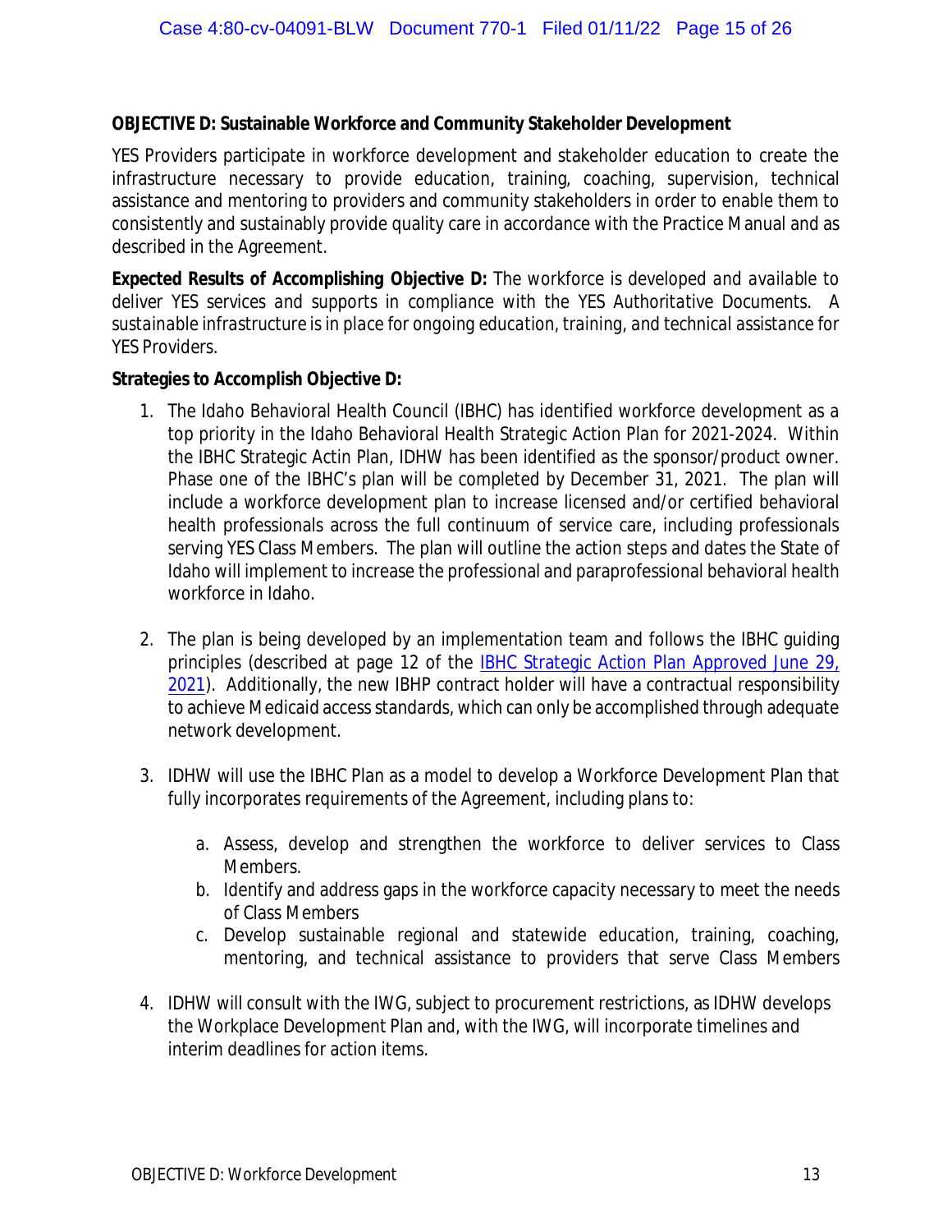**OBJECTIVE D: Sustainable Workforce and Community Stakeholder Development**

YES Providers participate in workforce development and stakeholder education to create the infrastructure necessary to provide education, training, coaching, supervision, technical assistance and mentoring to providers and community stakeholders in order to enable them to consistently and sustainably provide quality care in accordance with the Practice Manual and as described in the Agreement.

**Expected Results of Accomplishing Objective D:** *The workforce is developed and available to deliver YES services and supports in compliance with the YES Authoritative Documents. A sustainable infrastructure is in place for ongoing education, training, and technical assistance for YES Providers.*

**Strategies to Accomplish Objective D:**

1. The Idaho Behavioral Health Council (IBHC) has identified workforce development as a top priority in the Idaho Behavioral Health Strategic Action Plan for 2021-2024. Within the IBHC Strategic Actin Plan, IDHW has been identified as the sponsor/product owner. Phase one of the IBHC's plan will be completed by December 31, 2021. The plan will include a workforce development plan to increase licensed and/or certified behavioral health professionals across the full continuum of service care, including professionals serving YES Class Members. The plan will outline the action steps and dates the State of Idaho will implement to increase the professional and paraprofessional behavioral health workforce in Idaho.

2. The plan is being developed by an implementation team and follows the IBHC guiding principles (described at page 12 of the IBHC Strategic Action Plan Approved June 29, 2021). Additionally, the new IBHP contract holder will have a contractual responsibility to achieve Medicaid access standards, which can only be accomplished through adequate network development.

3. IDHW will use the IBHC Plan as a model to develop a Workforce Development Plan that fully incorporates requirements of the Agreement, including plans to:

    a. Assess, develop and strengthen the workforce to deliver services to Class Members.
    b. Identify and address gaps in the workforce capacity necessary to meet the needs of Class Members
    c. Develop sustainable regional and statewide education, training, coaching, mentoring, and technical assistance to providers that serve Class Members

4. IDHW will consult with the IWG, subject to procurement restrictions, as IDHW develops the Workplace Development Plan and, with the IWG, will incorporate timelines and interim deadlines for action items.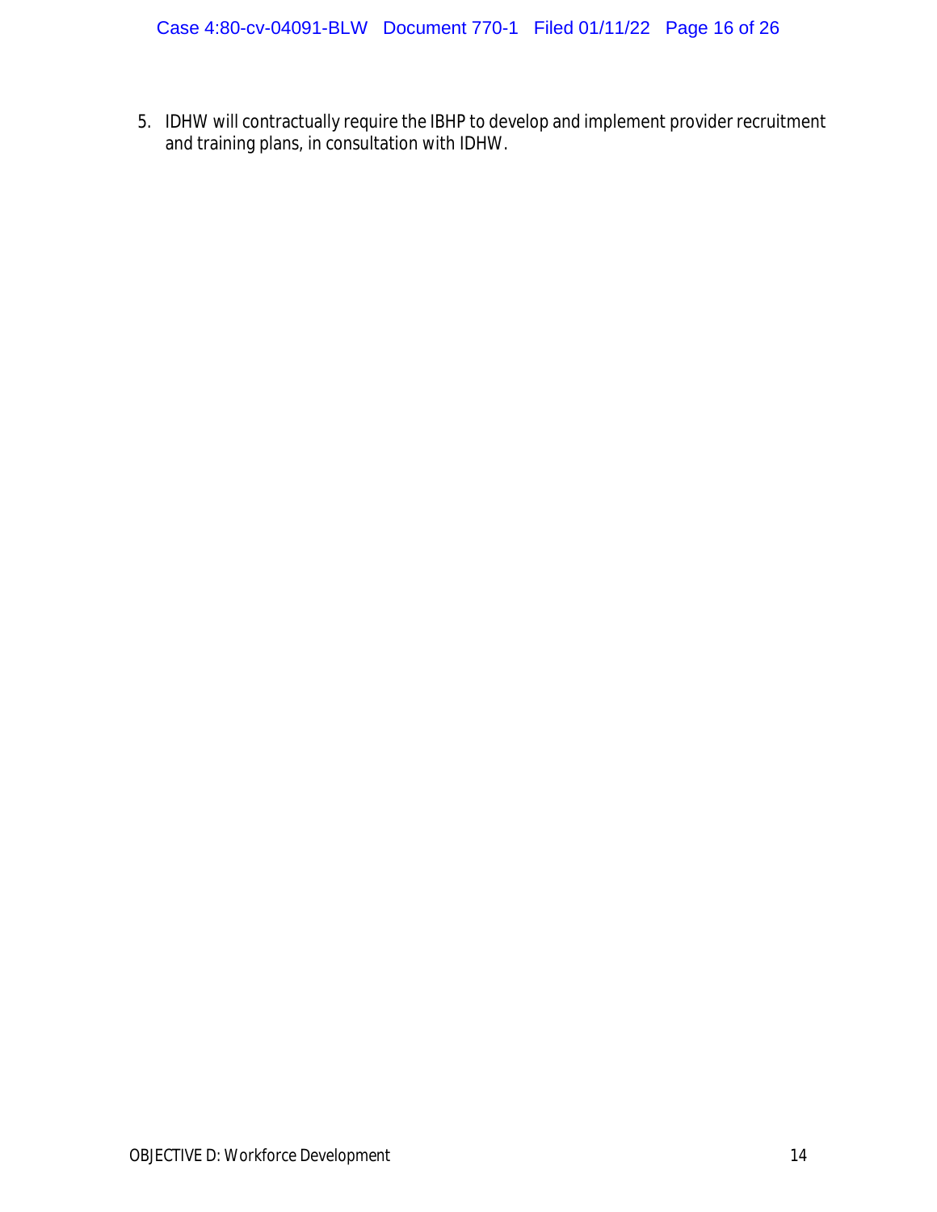5. IDHW will contractually require the IBHP to develop and implement provider recruitment and training plans, in consultation with IDHW.